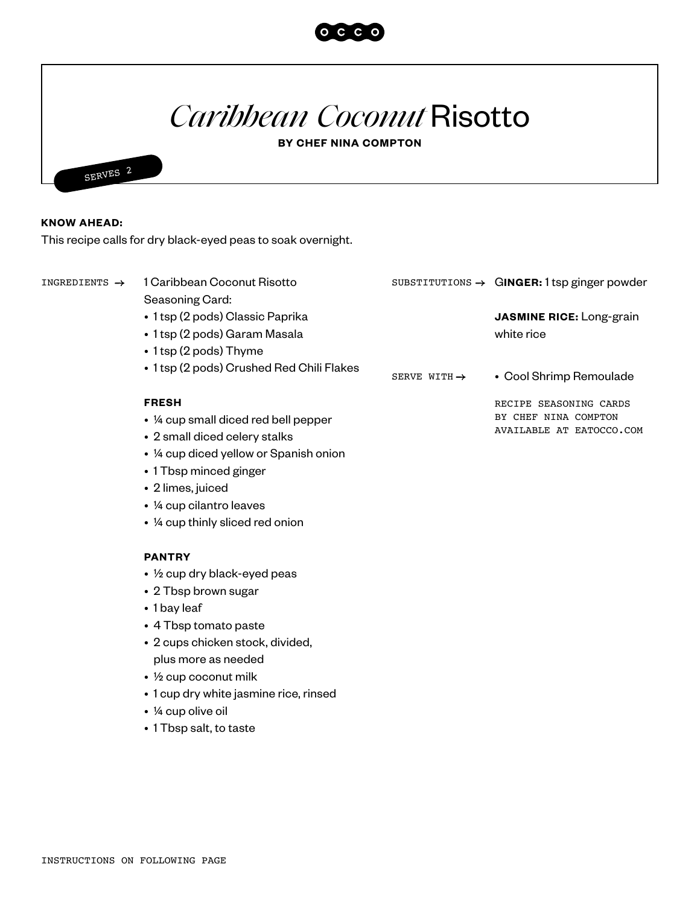# *Caribbean Coconut* Risotto

**BY CHEF NINA COMPTON**

SERVES 2

**KNOW AHEAD:**

This recipe calls for dry black-eyed peas to soak overnight.

INGREDIENTS →

1 Caribbean Coconut Risotto Seasoning Card:

- 1 tsp (2 pods) Classic Paprika
- 1 tsp (2 pods) Garam Masala
- 1 tsp (2 pods) Thyme
- 1 tsp (2 pods) Crushed Red Chili Flakes

**FRESH**

- ¼ cup small diced red bell pepper
- 2 small diced celery stalks
- ¼ cup diced yellow or Spanish onion
- 1 Tbsp minced ginger
- 2 limes, juiced
- ¼ cup cilantro leaves
- ¼ cup thinly sliced red onion

**PANTRY**

- ½ cup dry black-eyed peas
- 2 Tbsp brown sugar
- 1 bay leaf
- 4 Tbsp tomato paste
- 2 cups chicken stock, divided, plus more as needed
- ½ cup coconut milk
- 1 cup dry white jasmine rice, rinsed
- ¼ cup olive oil
- 1 Tbsp salt, to taste

SUBSTITUTIONS →

**GINGER:** 1 tsp ginger powder

**JASMINE RICE:** Long-grain white rice

SERVE WITH →

- Cool Shrimp Remoulade

RECIPE SEASONING CARDS BY CHEF NINA COMPTON AVAILABLE AT EATOCCO.COM

INSTRUCTIONS ON FOLLOWING PAGE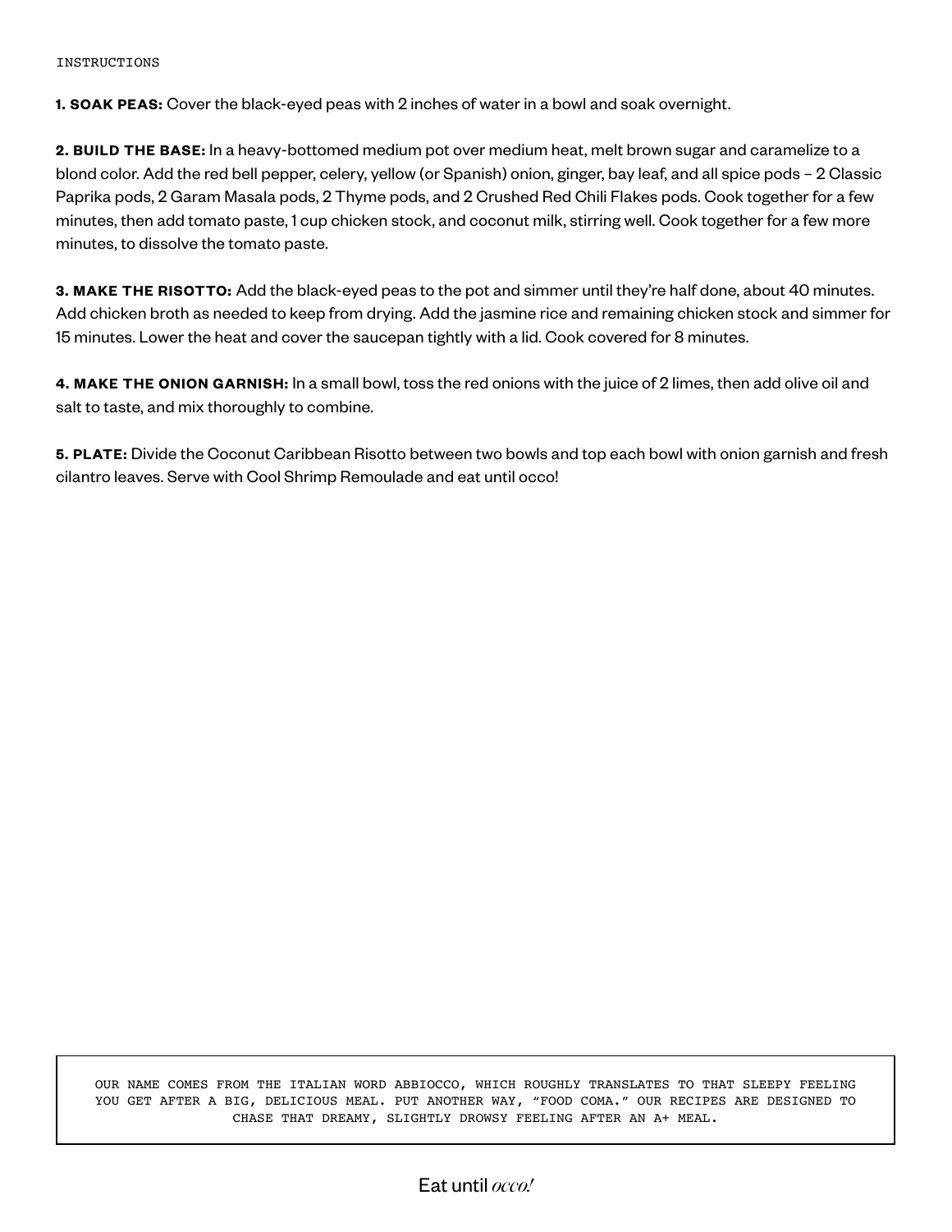INSTRUCTIONS

**1. SOAK PEAS:** Cover the black-eyed peas with 2 inches of water in a bowl and soak overnight.

**2. BUILD THE BASE:** In a heavy-bottomed medium pot over medium heat, melt brown sugar and caramelize to a blond color. Add the red bell pepper, celery, yellow (or Spanish) onion, ginger, bay leaf, and all spice pods – 2 Classic Paprika pods, 2 Garam Masala pods, 2 Thyme pods, and 2 Crushed Red Chili Flakes pods. Cook together for a few minutes, then add tomato paste, 1 cup chicken stock, and coconut milk, stirring well. Cook together for a few more minutes, to dissolve the tomato paste.

**3. MAKE THE RISOTTO:** Add the black-eyed peas to the pot and simmer until they're half done, about 40 minutes. Add chicken broth as needed to keep from drying. Add the jasmine rice and remaining chicken stock and simmer for 15 minutes. Lower the heat and cover the saucepan tightly with a lid. Cook covered for 8 minutes.

**4. MAKE THE ONION GARNISH:** In a small bowl, toss the red onions with the juice of 2 limes, then add olive oil and salt to taste, and mix thoroughly to combine.

**5. PLATE:** Divide the Coconut Caribbean Risotto between two bowls and top each bowl with onion garnish and fresh cilantro leaves. Serve with Cool Shrimp Remoulade and eat until occo!

OUR NAME COMES FROM THE ITALIAN WORD ABBIOCCO, WHICH ROUGHLY TRANSLATES TO THAT SLEEPY FEELING YOU GET AFTER A BIG, DELICIOUS MEAL. PUT ANOTHER WAY, "FOOD COMA." OUR RECIPES ARE DESIGNED TO CHASE THAT DREAMY, SLIGHTLY DROWSY FEELING AFTER AN A+ MEAL.

Eat until *occo!*